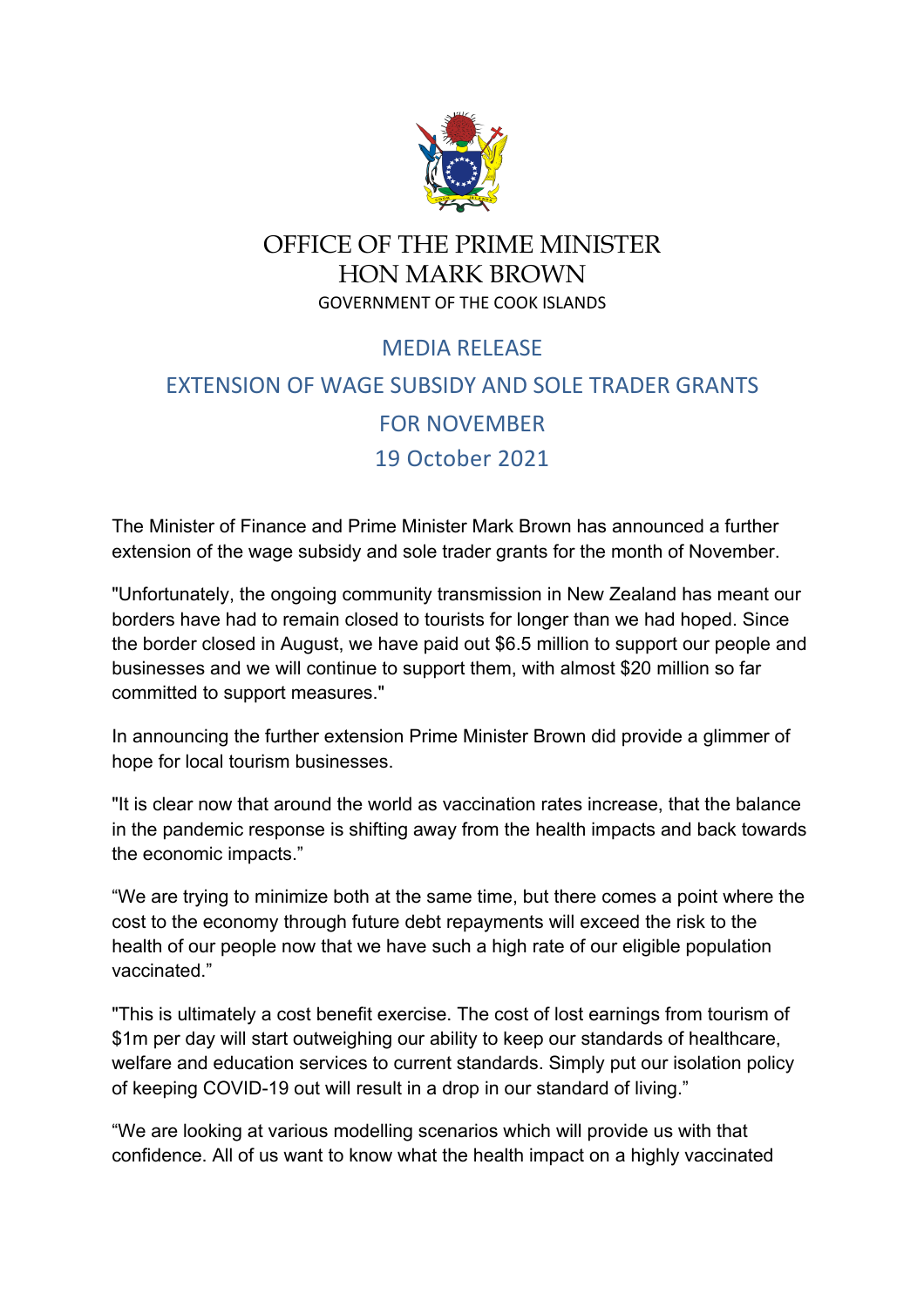# OFFICE OF THE PRIME MINISTER
# HON MARK BROWN

GOVERNMENT OF THE COOK ISLANDS

## MEDIA RELEASE

## EXTENSION OF WAGE SUBSIDY AND SOLE TRADER GRANTS FOR NOVEMBER

## 19 October 2021

The Minister of Finance and Prime Minister Mark Brown has announced a further extension of the wage subsidy and sole trader grants for the month of November.

"Unfortunately, the ongoing community transmission in New Zealand has meant our borders have had to remain closed to tourists for longer than we had hoped. Since the border closed in August, we have paid out $6.5 million to support our people and businesses and we will continue to support them, with almost $20 million so far committed to support measures."

In announcing the further extension Prime Minister Brown did provide a glimmer of hope for local tourism businesses.

"It is clear now that around the world as vaccination rates increase, that the balance in the pandemic response is shifting away from the health impacts and back towards the economic impacts."

"We are trying to minimize both at the same time, but there comes a point where the cost to the economy through future debt repayments will exceed the risk to the health of our people now that we have such a high rate of our eligible population vaccinated."

"This is ultimately a cost benefit exercise. The cost of lost earnings from tourism of $1m per day will start outweighing our ability to keep our standards of healthcare, welfare and education services to current standards. Simply put our isolation policy of keeping COVID-19 out will result in a drop in our standard of living."

"We are looking at various modelling scenarios which will provide us with that confidence. All of us want to know what the health impact on a highly vaccinated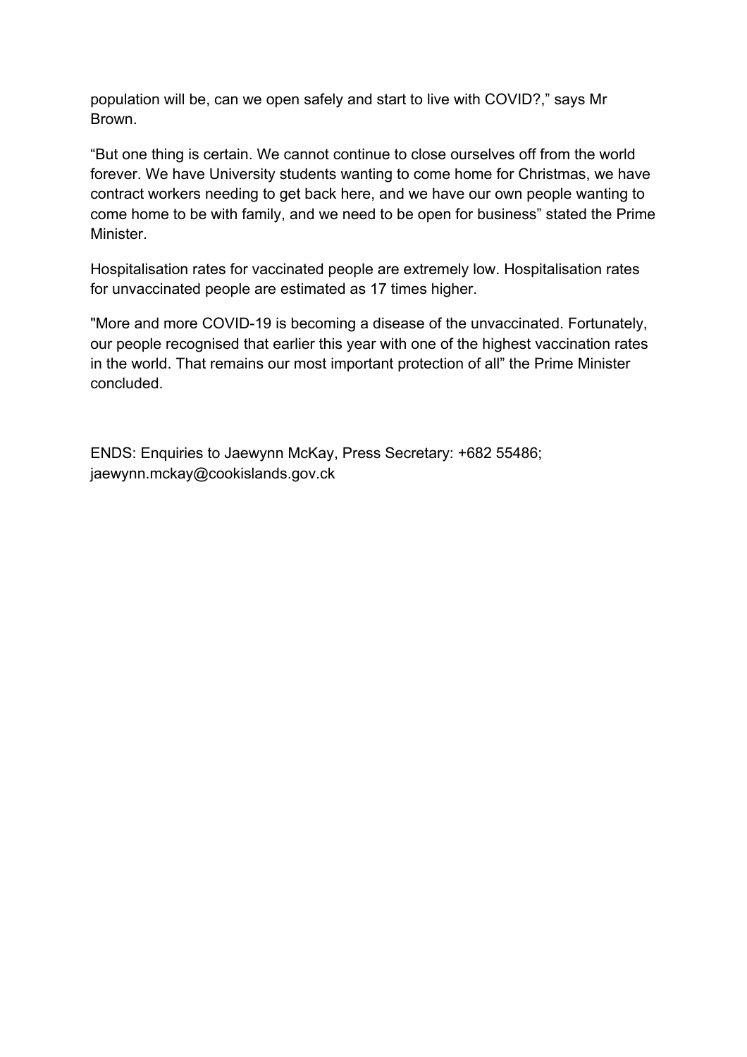population will be, can we open safely and start to live with COVID?," says Mr Brown.

"But one thing is certain. We cannot continue to close ourselves off from the world forever. We have University students wanting to come home for Christmas, we have contract workers needing to get back here, and we have our own people wanting to come home to be with family, and we need to be open for business" stated the Prime Minister.

Hospitalisation rates for vaccinated people are extremely low. Hospitalisation rates for unvaccinated people are estimated as 17 times higher.

"More and more COVID-19 is becoming a disease of the unvaccinated. Fortunately, our people recognised that earlier this year with one of the highest vaccination rates in the world. That remains our most important protection of all" the Prime Minister concluded.

ENDS: Enquiries to Jaewynn McKay, Press Secretary: +682 55486; jaewynn.mckay@cookislands.gov.ck